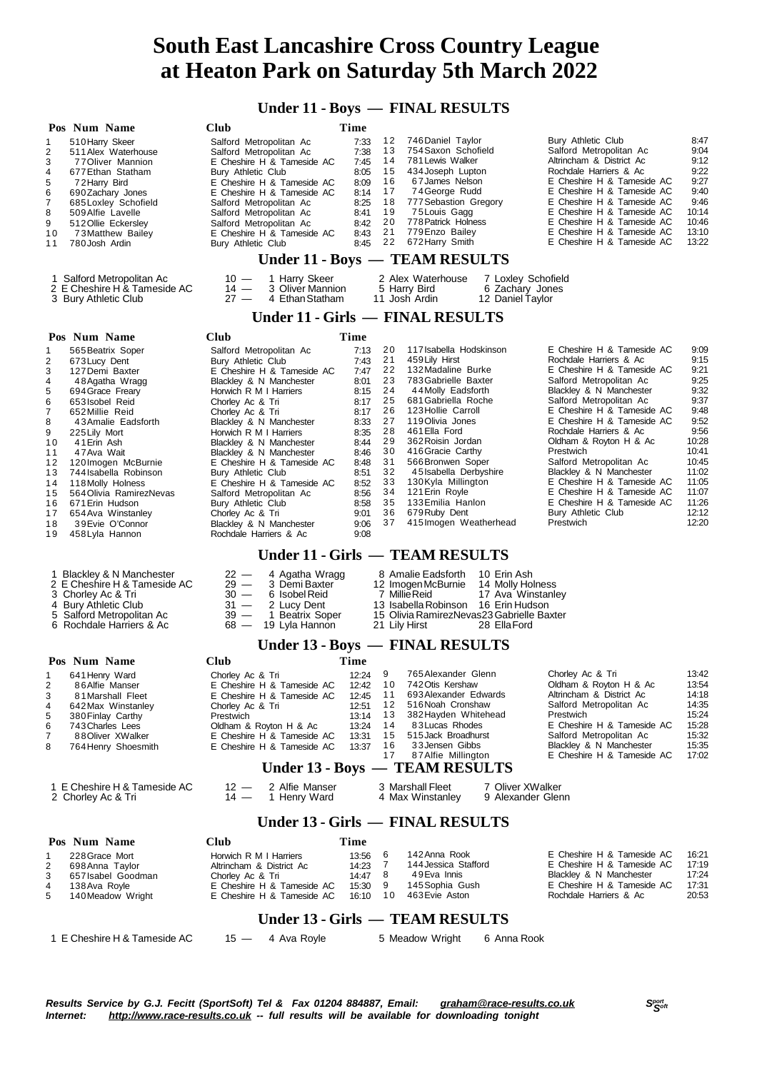# South East Lancashire Cross Country League at Heaton Park on Saturday 5th March 2022

## Under 11 - Boys — FINAL RESULTS

| Pos | Num | Name | Club | Time |
|---|---|---|---|---|
| 1 | 510 | Harry Skeer | Salford Metropolitan Ac | 7:33 |
| 2 | 511 | Alex Waterhouse | Salford Metropolitan Ac | 7:38 |
| 3 | 77 | Oliver Mannion | E Cheshire H & Tameside AC | 7:45 |
| 4 | 677 | Ethan Statham | Bury Athletic Club | 8:05 |
| 5 | 72 | Harry Bird | E Cheshire H & Tameside AC | 8:09 |
| 6 | 690 | Zachary Jones | E Cheshire H & Tameside AC | 8:14 |
| 7 | 685 | Loxley Schofield | Salford Metropolitan Ac | 8:25 |
| 8 | 509 | Alfie Lavelle | Salford Metropolitan Ac | 8:41 |
| 9 | 512 | Ollie Eckersley | Salford Metropolitan Ac | 8:42 |
| 10 | 73 | Matthew Bailey | E Cheshire H & Tameside AC | 8:43 |
| 11 | 780 | Josh Ardin | Bury Athletic Club | 8:45 |
| 12 | 746 | Daniel Taylor | Bury Athletic Club | 8:47 |
| 13 | 754 | Saxon Schofield | Salford Metropolitan Ac | 9:04 |
| 14 | 781 | Lewis Walker | Altrincham & District Ac | 9:12 |
| 15 | 434 | Joseph Lupton | Rochdale Harriers & Ac | 9:22 |
| 16 | 67 | James Nelson | E Cheshire H & Tameside AC | 9:27 |
| 17 | 74 | George Rudd | E Cheshire H & Tameside AC | 9:40 |
| 18 | 777 | Sebastion Gregory | E Cheshire H & Tameside AC | 9:46 |
| 19 | 75 | Louis Gagg | E Cheshire H & Tameside AC | 10:14 |
| 20 | 778 | Patrick Holness | E Cheshire H & Tameside AC | 10:46 |
| 21 | 779 | Enzo Bailey | E Cheshire H & Tameside AC | 13:10 |
| 22 | 672 | Harry Smith | E Cheshire H & Tameside AC | 13:22 |

## Under 11 - Boys — TEAM RESULTS

| Pos | Club | Points | | | | |
|---|---|---|---|---|---|---|
| 1 | Salford Metropolitan Ac | 10 — | 1 Harry Skeer | 2 Alex Waterhouse | 7 Loxley Schofield | |
| 2 | E Cheshire H & Tameside AC | 14 — | 3 Oliver Mannion | 5 Harry Bird | 6 Zachary Jones | |
| 3 | Bury Athletic Club | 27 — | 4 Ethan Statham | 11 Josh Ardin | 12 Daniel Taylor | |

## Under 11 - Girls — FINAL RESULTS

| Pos | Num | Name | Club | Time |
|---|---|---|---|---|
| 1 | 565 | Beatrix Soper | Salford Metropolitan Ac | 7:13 |
| 2 | 673 | Lucy Dent | Bury Athletic Club | 7:43 |
| 3 | 127 | Demi Baxter | E Cheshire H & Tameside AC | 7:47 |
| 4 | 48 | Agatha Wragg | Blackley & N Manchester | 8:01 |
| 5 | 694 | Grace Freary | Horwich R M I Harriers | 8:15 |
| 6 | 653 | Isobel Reid | Chorley Ac & Tri | 8:17 |
| 7 | 652 | Millie Reid | Chorley Ac & Tri | 8:17 |
| 8 | 43 | Amalie Eadsforth | Blackley & N Manchester | 8:33 |
| 9 | 225 | Lily Mort | Horwich R M I Harriers | 8:35 |
| 10 | 41 | Erin Ash | Blackley & N Manchester | 8:44 |
| 11 | 47 | Ava Wait | Blackley & N Manchester | 8:46 |
| 12 | 120 | Imogen McBurnie | E Cheshire H & Tameside AC | 8:48 |
| 13 | 744 | Isabella Robinson | Bury Athletic Club | 8:51 |
| 14 | 118 | Molly Holness | E Cheshire H & Tameside AC | 8:52 |
| 15 | 564 | Olivia RamirezNevas | Salford Metropolitan Ac | 8:56 |
| 16 | 671 | Erin Hudson | Bury Athletic Club | 8:58 |
| 17 | 654 | Ava Winstanley | Chorley Ac & Tri | 9:01 |
| 18 | 39 | Evie O'Connor | Blackley & N Manchester | 9:06 |
| 19 | 458 | Lyla Hannon | Rochdale Harriers & Ac | 9:08 |
| 20 | 117 | Isabella Hodskinson | E Cheshire H & Tameside AC | 9:09 |
| 21 | 459 | Lily Hirst | Rochdale Harriers & Ac | 9:15 |
| 22 | 132 | Madaline Burke | E Cheshire H & Tameside AC | 9:21 |
| 23 | 783 | Gabrielle Baxter | Salford Metropolitan Ac | 9:25 |
| 24 | 44 | Molly Eadsforth | Blackley & N Manchester | 9:32 |
| 25 | 681 | Gabriella Roche | Salford Metropolitan Ac | 9:37 |
| 26 | 123 | Hollie Carroll | E Cheshire H & Tameside AC | 9:48 |
| 27 | 119 | Olivia Jones | E Cheshire H & Tameside AC | 9:52 |
| 28 | 461 | Ella Ford | Rochdale Harriers & Ac | 9:56 |
| 29 | 362 | Roisin Jordan | Oldham & Royton H & Ac | 10:28 |
| 30 | 416 | Gracie Carthy | Prestwich | 10:41 |
| 31 | 566 | Bronwen Soper | Salford Metropolitan Ac | 10:45 |
| 32 | 45 | Isabella Derbyshire | Blackley & N Manchester | 11:02 |
| 33 | 130 | Kyla Millington | E Cheshire H & Tameside AC | 11:05 |
| 34 | 121 | Erin Royle | E Cheshire H & Tameside AC | 11:07 |
| 35 | 133 | Emilia Hanlon | E Cheshire H & Tameside AC | 11:26 |
| 36 | 679 | Ruby Dent | Bury Athletic Club | 12:12 |
| 37 | 415 | Imogen Weatherhead | Prestwich | 12:20 |

## Under 11 - Girls — TEAM RESULTS

| Pos | Club | Points | | | |
|---|---|---|---|---|---|
| 1 | Blackley & N Manchester | 22 — | 4 Agatha Wragg | 8 Amalie Eadsforth | 10 Erin Ash |
| 2 | E Cheshire H & Tameside AC | 29 — | 3 Demi Baxter | 12 Imogen McBurnie | 14 Molly Holness |
| 3 | Chorley Ac & Tri | 30 — | 6 Isobel Reid | 7 Millie Reid | 17 Ava Winstanley |
| 4 | Bury Athletic Club | 31 — | 2 Lucy Dent | 13 Isabella Robinson | 16 Erin Hudson |
| 5 | Salford Metropolitan Ac | 39 — | 1 Beatrix Soper | 15 Olivia RamirezNevas | 23 Gabrielle Baxter |
| 6 | Rochdale Harriers & Ac | 68 — | 19 Lyla Hannon | 21 Lily Hirst | 28 Ella Ford |

## Under 13 - Boys — FINAL RESULTS

| Pos | Num | Name | Club | Time |
|---|---|---|---|---|
| 1 | 641 | Henry Ward | Chorley Ac & Tri | 12:24 |
| 2 | 86 | Alfie Manser | E Cheshire H & Tameside AC | 12:42 |
| 3 | 81 | Marshall Fleet | E Cheshire H & Tameside AC | 12:45 |
| 4 | 642 | Max Winstanley | Chorley Ac & Tri | 12:51 |
| 5 | 380 | Finlay Carthy | Prestwich | 13:14 |
| 6 | 743 | Charles Lees | Oldham & Royton H & Ac | 13:24 |
| 7 | 88 | Oliver XWalker | E Cheshire H & Tameside AC | 13:31 |
| 8 | 764 | Henry Shoesmith | E Cheshire H & Tameside AC | 13:37 |
| 9 | 765 | Alexander Glenn | Chorley Ac & Tri | 13:42 |
| 10 | 742 | Otis Kershaw | Oldham & Royton H & Ac | 13:54 |
| 11 | 693 | Alexander Edwards | Altrincham & District Ac | 14:18 |
| 12 | 516 | Noah Cronshaw | Salford Metropolitan Ac | 14:35 |
| 13 | 382 | Hayden Whitehead | Prestwich | 15:24 |
| 14 | 83 | Lucas Rhodes | E Cheshire H & Tameside AC | 15:28 |
| 15 | 515 | Jack Broadhurst | Salford Metropolitan Ac | 15:32 |
| 16 | 33 | Jensen Gibbs | Blackley & N Manchester | 15:35 |
| 17 | 87 | Alfie Millington | E Cheshire H & Tameside AC | 17:02 |

## Under 13 - Boys — TEAM RESULTS

| Pos | Club | Points | | | |
|---|---|---|---|---|---|
| 1 | E Cheshire H & Tameside AC | 12 — | 2 Alfie Manser | 3 Marshall Fleet | 7 Oliver XWalker |
| 2 | Chorley Ac & Tri | 14 — | 1 Henry Ward | 4 Max Winstanley | 9 Alexander Glenn |

## Under 13 - Girls — FINAL RESULTS

| Pos | Num | Name | Club | Time |
|---|---|---|---|---|
| 1 | 228 | Grace Mort | Horwich R M I Harriers | 13:56 |
| 2 | 698 | Anna Taylor | Altrincham & District Ac | 14:23 |
| 3 | 657 | Isabel Goodman | Chorley Ac & Tri | 14:47 |
| 4 | 138 | Ava Royle | E Cheshire H & Tameside AC | 15:30 |
| 5 | 140 | Meadow Wright | E Cheshire H & Tameside AC | 16:10 |
| 6 | 142 | Anna Rook | E Cheshire H & Tameside AC | 16:21 |
| 7 | 144 | Jessica Stafford | E Cheshire H & Tameside AC | 17:19 |
| 8 | 49 | Eva Innis | Blackley & N Manchester | 17:24 |
| 9 | 145 | Sophia Gush | E Cheshire H & Tameside AC | 17:31 |
| 10 | 463 | Evie Aston | Rochdale Harriers & Ac | 20:53 |

## Under 13 - Girls — TEAM RESULTS

| Pos | Club | Points | | | |
|---|---|---|---|---|---|
| 1 | E Cheshire H & Tameside AC | 15 — | 4 Ava Royle | 5 Meadow Wright | 6 Anna Rook |

*Results Service by G.J. Fecitt (SportSoft) Tel & Fax 01204 884887, Email: graham@race-results.co.uk*
*Internet: http://www.race-results.co.uk -- full results will be available for downloading tonight*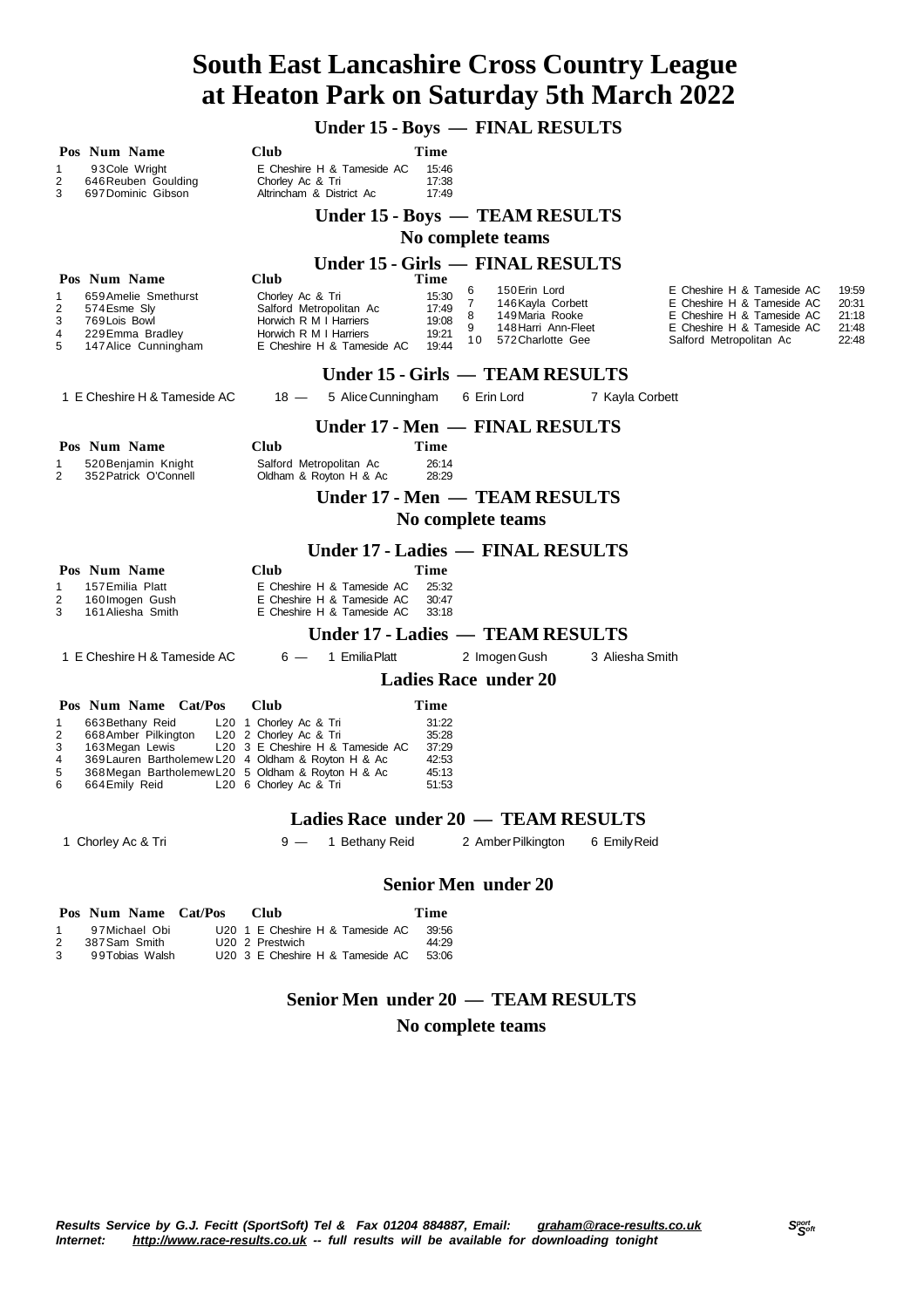# South East Lancashire Cross Country League at Heaton Park on Saturday 5th March 2022

## Under 15 - Boys — FINAL RESULTS

| Pos | Num | Name | Club | Time |
|---|---|---|---|---|
| 1 | 93 | Cole Wright | E Cheshire H & Tameside AC | 15:46 |
| 2 | 646 | Reuben Goulding | Chorley Ac & Tri | 17:38 |
| 3 | 697 | Dominic Gibson | Altrincham & District Ac | 17:49 |

## Under 15 - Boys — TEAM RESULTS

No complete teams

## Under 15 - Girls — FINAL RESULTS

| Pos | Num | Name | Club | Time |
|---|---|---|---|---|
| 1 | 659 | Amelie Smethurst | Chorley Ac & Tri | 15:30 |
| 2 | 574 | Esme Sly | Salford Metropolitan Ac | 17:49 |
| 3 | 769 | Lois Bowl | Horwich R M I Harriers | 19:08 |
| 4 | 229 | Emma Bradley | Horwich R M I Harriers | 19:21 |
| 5 | 147 | Alice Cunningham | E Cheshire H & Tameside AC | 19:44 |
| 6 | 150 | Erin Lord | E Cheshire H & Tameside AC | 19:59 |
| 7 | 146 | Kayla Corbett | E Cheshire H & Tameside AC | 20:31 |
| 8 | 149 | Maria Rooke | E Cheshire H & Tameside AC | 21:18 |
| 9 | 148 | Harri Ann-Fleet | E Cheshire H & Tameside AC | 21:48 |
| 10 | 572 | Charlotte Gee | Salford Metropolitan Ac | 22:48 |

## Under 15 - Girls — TEAM RESULTS

1 E Cheshire H & Tameside AC 18 — 5 Alice Cunningham 6 Erin Lord 7 Kayla Corbett

## Under 17 - Men — FINAL RESULTS

| Pos | Num | Name | Club | Time |
|---|---|---|---|---|
| 1 | 520 | Benjamin Knight | Salford Metropolitan Ac | 26:14 |
| 2 | 352 | Patrick O'Connell | Oldham & Royton H & Ac | 28:29 |

## Under 17 - Men — TEAM RESULTS

No complete teams

## Under 17 - Ladies — FINAL RESULTS

| Pos | Num | Name | Club | Time |
|---|---|---|---|---|
| 1 | 157 | Emilia Platt | E Cheshire H & Tameside AC | 25:32 |
| 2 | 160 | Imogen Gush | E Cheshire H & Tameside AC | 30:47 |
| 3 | 161 | Aliesha Smith | E Cheshire H & Tameside AC | 33:18 |

## Under 17 - Ladies — TEAM RESULTS

1 E Cheshire H & Tameside AC 6 — 1 Emilia Platt 2 Imogen Gush 3 Aliesha Smith

## Ladies Race under 20

| Pos | Num | Name | Cat/Pos | Club | Time |
|---|---|---|---|---|---|
| 1 | 663 | Bethany Reid | L20 1 | Chorley Ac & Tri | 31:22 |
| 2 | 668 | Amber Pilkington | L20 2 | Chorley Ac & Tri | 35:28 |
| 3 | 163 | Megan Lewis | L20 3 | E Cheshire H & Tameside AC | 37:29 |
| 4 | 369 | Lauren Bartholemew | L20 4 | Oldham & Royton H & Ac | 42:53 |
| 5 | 368 | Megan Bartholemew | L20 5 | Oldham & Royton H & Ac | 45:13 |
| 6 | 664 | Emily Reid | L20 6 | Chorley Ac & Tri | 51:53 |

## Ladies Race under 20 — TEAM RESULTS

1 Chorley Ac & Tri 9 — 1 Bethany Reid 2 Amber Pilkington 6 Emily Reid

## Senior Men under 20

| Pos | Num | Name | Cat/Pos | Club | Time |
|---|---|---|---|---|---|
| 1 | 97 | Michael Obi | U20 1 | E Cheshire H & Tameside AC | 39:56 |
| 2 | 387 | Sam Smith | U20 2 | Prestwich | 44:29 |
| 3 | 99 | Tobias Walsh | U20 3 | E Cheshire H & Tameside AC | 53:06 |

## Senior Men under 20 — TEAM RESULTS

No complete teams

*Results Service by G.J. Fecitt (SportSoft) Tel & Fax 01204 884887, Email: graham@race-results.co.uk*
*Internet: http://www.race-results.co.uk -- full results will be available for downloading tonight*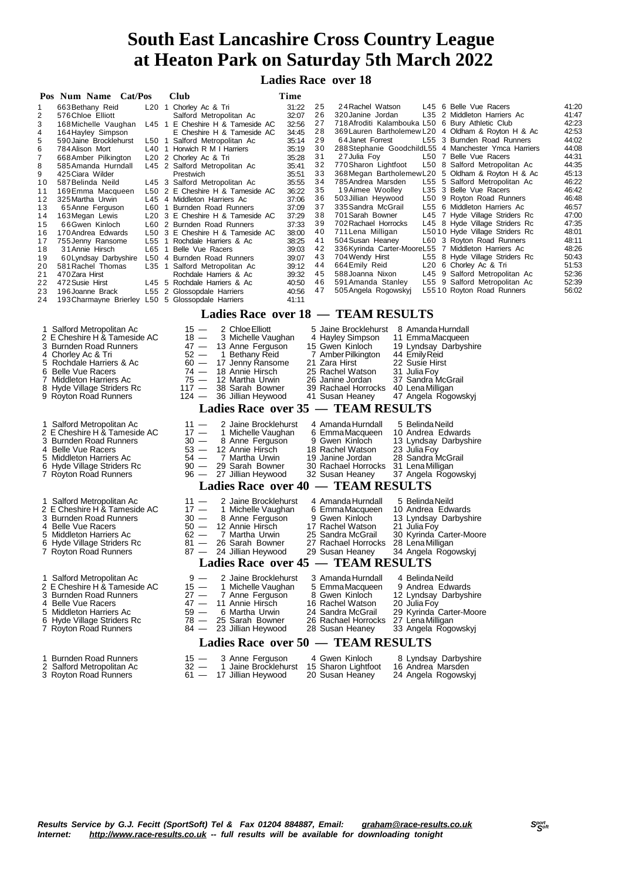# South East Lancashire Cross Country League at Heaton Park on Saturday 5th March 2022

## Ladies Race over 18

| Pos | Num | Name | Cat/Pos | Club | Time |
|---|---|---|---|---|---|
| 1 | 663 | Bethany Reid | L20 1 | Chorley Ac & Tri | 31:22 |
| 2 | 576 | Chloe Elliott | | Salford Metropolitan Ac | 32:07 |
| 3 | 168 | Michelle Vaughan | L45 1 | E Cheshire H & Tameside AC | 32:56 |
| 4 | 164 | Hayley Simpson | | E Cheshire H & Tameside AC | 34:45 |
| 5 | 590 | Jaine Brocklehurst | L50 1 | Salford Metropolitan Ac | 35:14 |
| 6 | 784 | Alison Mort | L40 1 | Horwich R M I Harriers | 35:19 |
| 7 | 668 | Amber Pilkington | L20 2 | Chorley Ac & Tri | 35:28 |
| 8 | 585 | Amanda Hurndall | L45 2 | Salford Metropolitan Ac | 35:41 |
| 9 | 425 | Ciara Wilder | | Prestwich | 35:51 |
| 10 | 587 | Belinda Neild | L45 3 | Salford Metropolitan Ac | 35:55 |
| 11 | 169 | Emma Macqueen | L50 2 | E Cheshire H & Tameside AC | 36:22 |
| 12 | 325 | Martha Urwin | L45 4 | Middleton Harriers Ac | 37:06 |
| 13 | 65 | Anne Ferguson | L60 1 | Burnden Road Runners | 37:09 |
| 14 | 163 | Megan Lewis | L20 3 | E Cheshire H & Tameside AC | 37:29 |
| 15 | 66 | Gwen Kinloch | L60 2 | Burnden Road Runners | 37:33 |
| 16 | 170 | Andrea Edwards | L50 3 | E Cheshire H & Tameside AC | 38:00 |
| 17 | 755 | Jenny Ransome | L55 1 | Rochdale Harriers & Ac | 38:25 |
| 18 | 31 | Annie Hirsch | L65 1 | Belle Vue Racers | 39:03 |
| 19 | 60 | Lyndsay Darbyshire | L50 4 | Burnden Road Runners | 39:07 |
| 20 | 581 | Rachel Thomas | L35 1 | Salford Metropolitan Ac | 39:12 |
| 21 | 470 | Zara Hirst | | Rochdale Harriers & Ac | 39:32 |
| 22 | 472 | Susie Hirst | L45 5 | Rochdale Harriers & Ac | 40:50 |
| 23 | 196 | Joanne Brack | L55 2 | Glossopdale Harriers | 40:56 |
| 24 | 193 | Charmayne Brierley | L50 5 | Glossopdale Harriers | 41:11 |
| 25 | 24 | Rachel Watson | L45 6 | Belle Vue Racers | 41:20 |
| 26 | 320 | Janine Jordan | L35 2 | Middleton Harriers Ac | 41:47 |
| 27 | 718 | Afroditi Kalambouka | L50 6 | Bury Athletic Club | 42:23 |
| 28 | 369 | Lauren Bartholemew | L20 4 | Oldham & Royton H & Ac | 42:53 |
| 29 | 64 | Janet Forrest | L55 3 | Burnden Road Runners | 44:02 |
| 30 | 288 | Stephanie Goodchild | L55 4 | Manchester Ymca Harriers | 44:08 |
| 31 | 27 | Julia Foy | L50 7 | Belle Vue Racers | 44:31 |
| 32 | 770 | Sharon Lightfoot | L50 8 | Salford Metropolitan Ac | 44:35 |
| 33 | 368 | Megan Bartholemew | L20 5 | Oldham & Royton H & Ac | 45:13 |
| 34 | 785 | Andrea Marsden | L55 5 | Salford Metropolitan Ac | 46:22 |
| 35 | 19 | Aimee Woolley | L35 3 | Belle Vue Racers | 46:42 |
| 36 | 503 | Jillian Heywood | L50 9 | Royton Road Runners | 46:48 |
| 37 | 335 | Sandra McGrail | L55 6 | Middleton Harriers Ac | 46:57 |
| 38 | 701 | Sarah Bowner | L45 7 | Hyde Village Striders Rc | 47:00 |
| 39 | 702 | Rachael Horrocks | L45 8 | Hyde Village Striders Rc | 47:35 |
| 40 | 711 | Lena Milligan | L50 10 | Hyde Village Striders Rc | 48:01 |
| 41 | 504 | Susan Heaney | L60 3 | Royton Road Runners | 48:11 |
| 42 | 336 | Kyrinda Carter-Moore | L55 7 | Middleton Harriers Ac | 48:26 |
| 43 | 704 | Wendy Hirst | L55 8 | Hyde Village Striders Rc | 50:43 |
| 44 | 664 | Emily Reid | L20 6 | Chorley Ac & Tri | 51:53 |
| 45 | 588 | Joanna Nixon | L45 9 | Salford Metropolitan Ac | 52:36 |
| 46 | 591 | Amanda Stanley | L55 9 | Salford Metropolitan Ac | 52:39 |
| 47 | 505 | Angela Rogowskyj | L55 10 | Royton Road Runners | 56:02 |

## Ladies Race over 18 — TEAM RESULTS

| Pos | Club | Pts | 1st | 2nd | 3rd |
|---|---|---|---|---|---|
| 1 | Salford Metropolitan Ac | 15 | 2 Chloe Elliott | 5 Jaine Brocklehurst | 8 Amanda Hurndall |
| 2 | E Cheshire H & Tameside AC | 18 | 3 Michelle Vaughan | 4 Hayley Simpson | 11 Emma Macqueen |
| 3 | Burnden Road Runners | 47 | 13 Anne Ferguson | 15 Gwen Kinloch | 19 Lyndsay Darbyshire |
| 4 | Chorley Ac & Tri | 52 | 1 Bethany Reid | 7 Amber Pilkington | 44 Emily Reid |
| 5 | Rochdale Harriers & Ac | 60 | 17 Jenny Ransome | 21 Zara Hirst | 22 Susie Hirst |
| 6 | Belle Vue Racers | 74 | 18 Annie Hirsch | 25 Rachel Watson | 31 Julia Foy |
| 7 | Middleton Harriers Ac | 75 | 12 Martha Urwin | 26 Janine Jordan | 37 Sandra McGrail |
| 8 | Hyde Village Striders Rc | 117 | 38 Sarah Bowner | 39 Rachael Horrocks | 40 Lena Milligan |
| 9 | Royton Road Runners | 124 | 36 Jillian Heywood | 41 Susan Heaney | 47 Angela Rogowskyj |

## Ladies Race over 35 — TEAM RESULTS

| Pos | Club | Pts | 1st | 2nd | 3rd |
|---|---|---|---|---|---|
| 1 | Salford Metropolitan Ac | 11 | 2 Jaine Brocklehurst | 4 Amanda Hurndall | 5 Belinda Neild |
| 2 | E Cheshire H & Tameside AC | 17 | 1 Michelle Vaughan | 6 Emma Macqueen | 10 Andrea Edwards |
| 3 | Burnden Road Runners | 30 | 8 Anne Ferguson | 9 Gwen Kinloch | 13 Lyndsay Darbyshire |
| 4 | Belle Vue Racers | 53 | 12 Annie Hirsch | 18 Rachel Watson | 23 Julia Foy |
| 5 | Middleton Harriers Ac | 54 | 7 Martha Urwin | 19 Janine Jordan | 28 Sandra McGrail |
| 6 | Hyde Village Striders Rc | 90 | 29 Sarah Bowner | 30 Rachael Horrocks | 31 Lena Milligan |
| 7 | Royton Road Runners | 96 | 27 Jillian Heywood | 32 Susan Heaney | 37 Angela Rogowskyj |

## Ladies Race over 40 — TEAM RESULTS

| Pos | Club | Pts | 1st | 2nd | 3rd |
|---|---|---|---|---|---|
| 1 | Salford Metropolitan Ac | 11 | 2 Jaine Brocklehurst | 4 Amanda Hurndall | 5 Belinda Neild |
| 2 | E Cheshire H & Tameside AC | 17 | 1 Michelle Vaughan | 6 Emma Macqueen | 10 Andrea Edwards |
| 3 | Burnden Road Runners | 30 | 8 Anne Ferguson | 9 Gwen Kinloch | 13 Lyndsay Darbyshire |
| 4 | Belle Vue Racers | 50 | 12 Annie Hirsch | 17 Rachel Watson | 21 Julia Foy |
| 5 | Middleton Harriers Ac | 62 | 7 Martha Urwin | 25 Sandra McGrail | 30 Kyrinda Carter-Moore |
| 6 | Hyde Village Striders Rc | 81 | 26 Sarah Bowner | 27 Rachael Horrocks | 28 Lena Milligan |
| 7 | Royton Road Runners | 87 | 24 Jillian Heywood | 29 Susan Heaney | 34 Angela Rogowskyj |

## Ladies Race over 45 — TEAM RESULTS

| Pos | Club | Pts | 1st | 2nd | 3rd |
|---|---|---|---|---|---|
| 1 | Salford Metropolitan Ac | 9 | 2 Jaine Brocklehurst | 3 Amanda Hurndall | 4 Belinda Neild |
| 2 | E Cheshire H & Tameside AC | 15 | 1 Michelle Vaughan | 5 Emma Macqueen | 9 Andrea Edwards |
| 3 | Burnden Road Runners | 27 | 7 Anne Ferguson | 8 Gwen Kinloch | 12 Lyndsay Darbyshire |
| 4 | Belle Vue Racers | 47 | 11 Annie Hirsch | 16 Rachel Watson | 20 Julia Foy |
| 5 | Middleton Harriers Ac | 59 | 6 Martha Urwin | 24 Sandra McGrail | 29 Kyrinda Carter-Moore |
| 6 | Hyde Village Striders Rc | 78 | 25 Sarah Bowner | 26 Rachael Horrocks | 27 Lena Milligan |
| 7 | Royton Road Runners | 84 | 23 Jillian Heywood | 28 Susan Heaney | 33 Angela Rogowskyj |

## Ladies Race over 50 — TEAM RESULTS

| Pos | Club | Pts | 1st | 2nd | 3rd |
|---|---|---|---|---|---|
| 1 | Burnden Road Runners | 15 | 3 Anne Ferguson | 4 Gwen Kinloch | 8 Lyndsay Darbyshire |
| 2 | Salford Metropolitan Ac | 32 | 1 Jaine Brocklehurst | 15 Sharon Lightfoot | 16 Andrea Marsden |
| 3 | Royton Road Runners | 61 | 17 Jillian Heywood | 20 Susan Heaney | 24 Angela Rogowskyj |

*Results Service by G.J. Fecitt (SportSoft) Tel & Fax 01204 884887, Email: graham@race-results.co.uk*
*Internet: http://www.race-results.co.uk -- full results will be available for downloading tonight*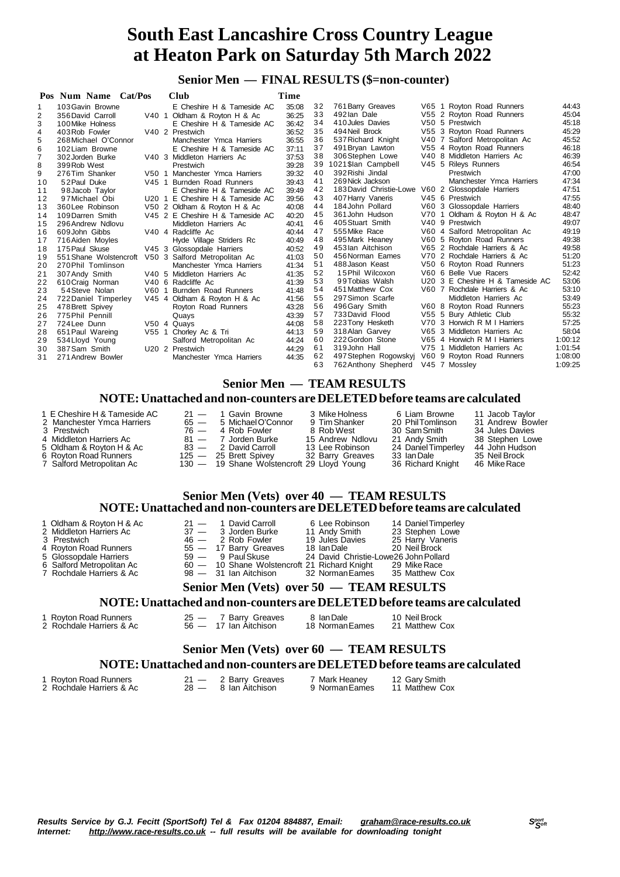# South East Lancashire Cross Country League at Heaton Park on Saturday 5th March 2022

## Senior Men — FINAL RESULTS ($=non-counter)

| Pos | Num | Name | Cat/Pos | Club | Time |
|---|---|---|---|---|---|
| 1 | 103 | Gavin Browne | | E Cheshire H & Tameside AC | 35:08 |
| 2 | 356 | David Carroll | V40 1 | Oldham & Royton H & Ac | 36:25 |
| 3 | 100 | Mike Holness | | E Cheshire H & Tameside AC | 36:42 |
| 4 | 403 | Rob Fowler | V40 2 | Prestwich | 36:52 |
| 5 | 268 | Michael O'Connor | | Manchester Ymca Harriers | 36:55 |
| 6 | 102 | Liam Browne | | E Cheshire H & Tameside AC | 37:11 |
| 7 | 302 | Jorden Burke | V40 3 | Middleton Harriers Ac | 37:53 |
| 8 | 399 | Rob West | | Prestwich | 39:28 |
| 9 | 276 | Tim Shanker | V50 1 | Manchester Ymca Harriers | 39:32 |
| 10 | 52 | Paul Duke | V45 1 | Burnden Road Runners | 39:43 |
| 11 | 98 | Jacob Taylor | | E Cheshire H & Tameside AC | 39:49 |
| 12 | 97 | Michael Obi | U20 1 | E Cheshire H & Tameside AC | 39:56 |
| 13 | 360 | Lee Robinson | V50 2 | Oldham & Royton H & Ac | 40:08 |
| 14 | 109 | Darren Smith | V45 2 | E Cheshire H & Tameside AC | 40:20 |
| 15 | 296 | Andrew Ndlovu | | Middleton Harriers Ac | 40:41 |
| 16 | 609 | John Gibbs | V40 4 | Radcliffe Ac | 40:44 |
| 17 | 716 | Aiden Moyles | | Hyde Village Striders Rc | 40:49 |
| 18 | 175 | Paul Skuse | V45 3 | Glossopdale Harriers | 40:52 |
| 19 | 551 | Shane Wolstencroft | V50 3 | Salford Metropolitan Ac | 41:03 |
| 20 | 270 | Phil Tomlinson | | Manchester Ymca Harriers | 41:34 |
| 21 | 307 | Andy Smith | V40 5 | Middleton Harriers Ac | 41:35 |
| 22 | 610 | Craig Norman | V40 6 | Radcliffe Ac | 41:39 |
| 23 | 54 | Steve Nolan | V60 1 | Burnden Road Runners | 41:48 |
| 24 | 722 | Daniel Timperley | V45 4 | Oldham & Royton H & Ac | 41:56 |
| 25 | 478 | Brett Spivey | | Royton Road Runners | 43:28 |
| 26 | 775 | Phil Pennill | | Quays | 43:39 |
| 27 | 724 | Lee Dunn | V50 4 | Quays | 44:08 |
| 28 | 651 | Paul Wareing | V55 1 | Chorley Ac & Tri | 44:13 |
| 29 | 534 | Lloyd Young | | Salford Metropolitan Ac | 44:24 |
| 30 | 387 | Sam Smith | U20 2 | Prestwich | 44:29 |
| 31 | 271 | Andrew Bowler | | Manchester Ymca Harriers | 44:35 |
| 32 | 761 | Barry Greaves | V65 1 | Royton Road Runners | 44:43 |
| 33 | 492 | Ian Dale | V55 2 | Royton Road Runners | 45:04 |
| 34 | 410 | Jules Davies | V50 5 | Prestwich | 45:18 |
| 35 | 494 | Neil Brock | V55 3 | Royton Road Runners | 45:29 |
| 36 | 537 | Richard Knight | V40 7 | Salford Metropolitan Ac | 45:52 |
| 37 | 491 | Bryan Lawton | V55 4 | Royton Road Runners | 46:18 |
| 38 | 306 | Stephen Lowe | V40 8 | Middleton Harriers Ac | 46:39 |
| 39 | 1021 | $Ian Campbell | V45 5 | Rileys Runners | 46:54 |
| 40 | 392 | Rishi Jindal | | Prestwich | 47:00 |
| 41 | 269 | Nick Jackson | | Manchester Ymca Harriers | 47:34 |
| 42 | 183 | David Christie-Lowe | V60 2 | Glossopdale Harriers | 47:51 |
| 43 | 407 | Harry Vaneris | V45 6 | Prestwich | 47:55 |
| 44 | 184 | John Pollard | V60 3 | Glossopdale Harriers | 48:40 |
| 45 | 361 | John Hudson | V70 1 | Oldham & Royton H & Ac | 48:47 |
| 46 | 405 | Stuart Smith | V40 9 | Prestwich | 49:07 |
| 47 | 555 | Mike Race | V60 4 | Salford Metropolitan Ac | 49:19 |
| 48 | 495 | Mark Heaney | V60 5 | Royton Road Runners | 49:38 |
| 49 | 453 | Ian Aitchison | V65 2 | Rochdale Harriers & Ac | 49:58 |
| 50 | 456 | Norman Eames | V70 2 | Rochdale Harriers & Ac | 51:20 |
| 51 | 488 | Jason Keast | V50 6 | Royton Road Runners | 51:23 |
| 52 | 15 | Phil Wilcoxon | V60 6 | Belle Vue Racers | 52:42 |
| 53 | 99 | Tobias Walsh | U20 3 | E Cheshire H & Tameside AC | 53:06 |
| 54 | 451 | Matthew Cox | V60 7 | Rochdale Harriers & Ac | 53:10 |
| 55 | 297 | Simon Scarfe | | Middleton Harriers Ac | 53:49 |
| 56 | 496 | Gary Smith | V60 8 | Royton Road Runners | 55:23 |
| 57 | 733 | David Flood | V55 5 | Bury Athletic Club | 55:32 |
| 58 | 223 | Tony Hesketh | V70 3 | Horwich R M I Harriers | 57:25 |
| 59 | 318 | Alan Garvey | V65 3 | Middleton Harriers Ac | 58:04 |
| 60 | 222 | Gordon Stone | V65 4 | Horwich R M I Harriers | 1:00:12 |
| 61 | 319 | John Hall | V75 1 | Middleton Harriers Ac | 1:01:54 |
| 62 | 497 | Stephen Rogowskyj | V60 9 | Royton Road Runners | 1:08:00 |
| 63 | 762 | Anthony Shepherd | V45 7 | Mossley | 1:09:25 |

## Senior Men — TEAM RESULTS

### NOTE: Unattached and non-counters are DELETED before teams are calculated

| | | | | | | | |
|---|---|---|---|---|---|---|---|
| 1 | E Cheshire H & Tameside AC | 21 — | 1 Gavin Browne | 3 Mike Holness | 6 Liam Browne | 11 Jacob Taylor |
| 2 | Manchester Ymca Harriers | 65 — | 5 Michael O'Connor | 9 Tim Shanker | 20 Phil Tomlinson | 31 Andrew Bowler |
| 3 | Prestwich | 76 — | 4 Rob Fowler | 8 Rob West | 30 Sam Smith | 34 Jules Davies |
| 4 | Middleton Harriers Ac | 81 — | 7 Jorden Burke | 15 Andrew Ndlovu | 21 Andy Smith | 38 Stephen Lowe |
| 5 | Oldham & Royton H & Ac | 83 — | 2 David Carroll | 13 Lee Robinson | 24 Daniel Timperley | 44 John Hudson |
| 6 | Royton Road Runners | 125 — | 25 Brett Spivey | 32 Barry Greaves | 33 Ian Dale | 35 Neil Brock |
| 7 | Salford Metropolitan Ac | 130 — | 19 Shane Wolstencroft | 29 Lloyd Young | 36 Richard Knight | 46 Mike Race |

## Senior Men (Vets) over 40 — TEAM RESULTS

### NOTE: Unattached and non-counters are DELETED before teams are calculated

| | | | | | |
|---|---|---|---|---|---|
| 1 | Oldham & Royton H & Ac | 21 — | 1 David Carroll | 6 Lee Robinson | 14 Daniel Timperley |
| 2 | Middleton Harriers Ac | 37 — | 3 Jorden Burke | 11 Andy Smith | 23 Stephen Lowe |
| 3 | Prestwich | 46 — | 2 Rob Fowler | 19 Jules Davies | 25 Harry Vaneris |
| 4 | Royton Road Runners | 55 — | 17 Barry Greaves | 18 Ian Dale | 20 Neil Brock |
| 5 | Glossopdale Harriers | 59 — | 9 Paul Skuse | 24 David Christie-Lowe | 26 John Pollard |
| 6 | Salford Metropolitan Ac | 60 — | 10 Shane Wolstencroft | 21 Richard Knight | 29 Mike Race |
| 7 | Rochdale Harriers & Ac | 98 — | 31 Ian Aitchison | 32 Norman Eames | 35 Matthew Cox |

## Senior Men (Vets) over 50 — TEAM RESULTS

### NOTE: Unattached and non-counters are DELETED before teams are calculated

| | | | | | |
|---|---|---|---|---|---|
| 1 | Royton Road Runners | 25 — | 7 Barry Greaves | 8 Ian Dale | 10 Neil Brock |
| 2 | Rochdale Harriers & Ac | 56 — | 17 Ian Aitchison | 18 Norman Eames | 21 Matthew Cox |

## Senior Men (Vets) over 60 — TEAM RESULTS

### NOTE: Unattached and non-counters are DELETED before teams are calculated

| | | | | | |
|---|---|---|---|---|---|
| 1 | Royton Road Runners | 21 — | 2 Barry Greaves | 7 Mark Heaney | 12 Gary Smith |
| 2 | Rochdale Harriers & Ac | 28 — | 8 Ian Aitchison | 9 Norman Eames | 11 Matthew Cox |

*Results Service by G.J. Fecitt (SportSoft) Tel & Fax 01204 884887, Email: graham@race-results.co.uk*
*Internet: http://www.race-results.co.uk -- full results will be available for downloading tonight*